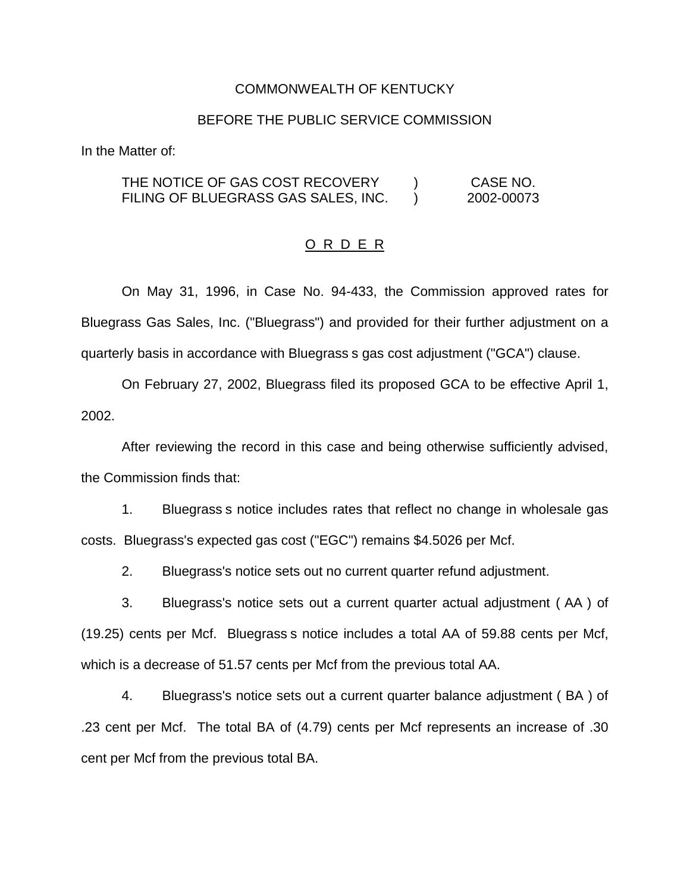COMMONWEALTH OF KENTUCKY

BEFORE THE PUBLIC SERVICE COMMISSION

In the Matter of:

| THE NOTICE OF GAS COST RECOVERY FILING OF BLUEGRASS GAS SALES, INC. | ) ) | CASE NO. 2002-00073 |
|---|---|---|

O R D E R

On May 31, 1996, in Case No. 94-433, the Commission approved rates for Bluegrass Gas Sales, Inc. ("Bluegrass") and provided for their further adjustment on a quarterly basis in accordance with Bluegrass s gas cost adjustment ("GCA") clause.

On February 27, 2002, Bluegrass filed its proposed GCA to be effective April 1, 2002.

After reviewing the record in this case and being otherwise sufficiently advised, the Commission finds that:

1. Bluegrass s notice includes rates that reflect no change in wholesale gas costs. Bluegrass's expected gas cost ("EGC") remains $4.5026 per Mcf.

2. Bluegrass's notice sets out no current quarter refund adjustment.

3. Bluegrass's notice sets out a current quarter actual adjustment ( AA ) of (19.25) cents per Mcf. Bluegrass s notice includes a total AA of 59.88 cents per Mcf, which is a decrease of 51.57 cents per Mcf from the previous total AA.

4. Bluegrass's notice sets out a current quarter balance adjustment ( BA ) of .23 cent per Mcf. The total BA of (4.79) cents per Mcf represents an increase of .30 cent per Mcf from the previous total BA.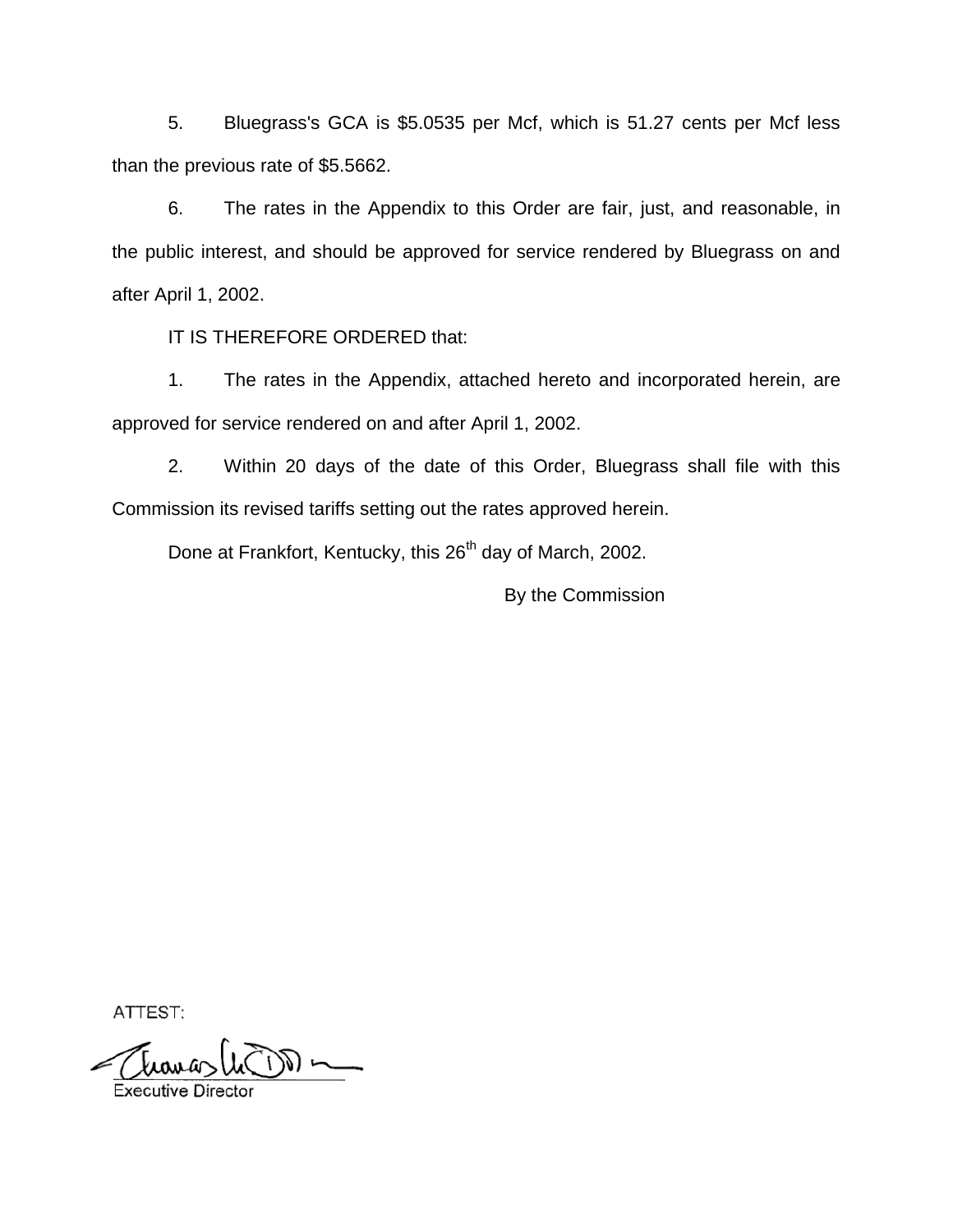5. Bluegrass's GCA is $5.0535 per Mcf, which is 51.27 cents per Mcf less than the previous rate of $5.5662.

6. The rates in the Appendix to this Order are fair, just, and reasonable, in the public interest, and should be approved for service rendered by Bluegrass on and after April 1, 2002.

IT IS THEREFORE ORDERED that:

1. The rates in the Appendix, attached hereto and incorporated herein, are approved for service rendered on and after April 1, 2002.

2. Within 20 days of the date of this Order, Bluegrass shall file with this Commission its revised tariffs setting out the rates approved herein.

Done at Frankfort, Kentucky, this 26th day of March, 2002.

By the Commission

ATTEST:

Executive Director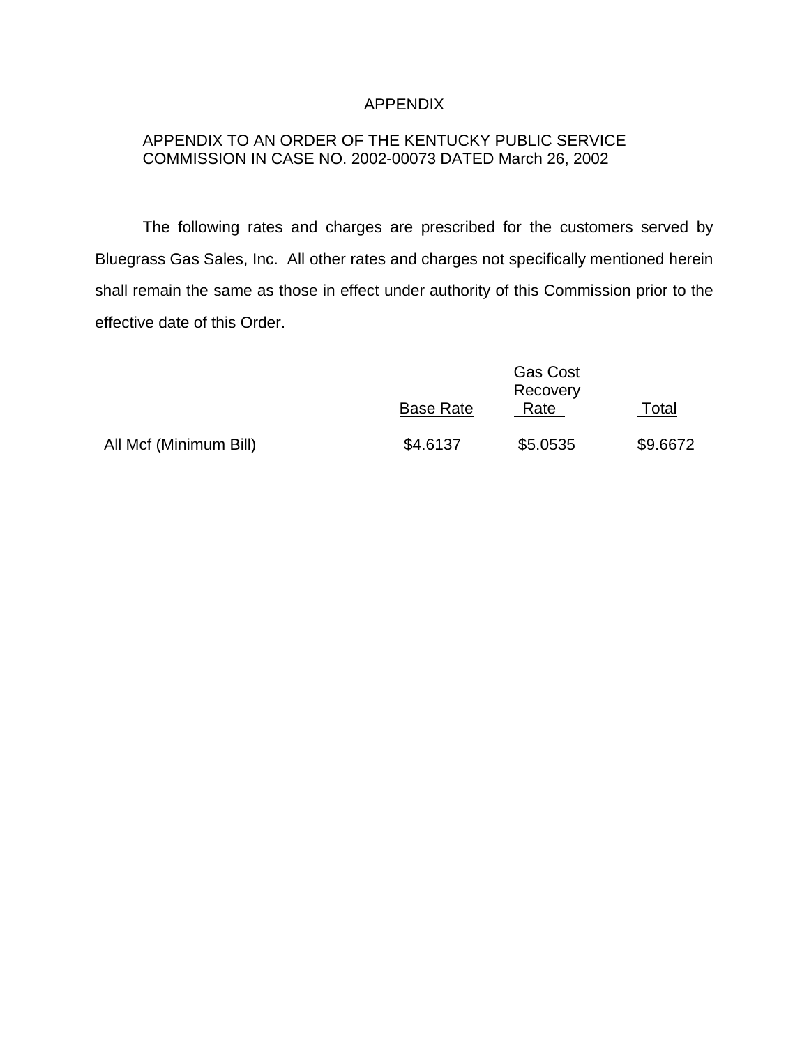# APPENDIX

APPENDIX TO AN ORDER OF THE KENTUCKY PUBLIC SERVICE COMMISSION IN CASE NO. 2002-00073 DATED March 26, 2002

The following rates and charges are prescribed for the customers served by Bluegrass Gas Sales, Inc. All other rates and charges not specifically mentioned herein shall remain the same as those in effect under authority of this Commission prior to the effective date of this Order.

| | Base Rate | Gas Cost Recovery Rate | Total |
|---|---|---|---|
| All Mcf (Minimum Bill) | $4.6137 | $5.0535 | $9.6672 |